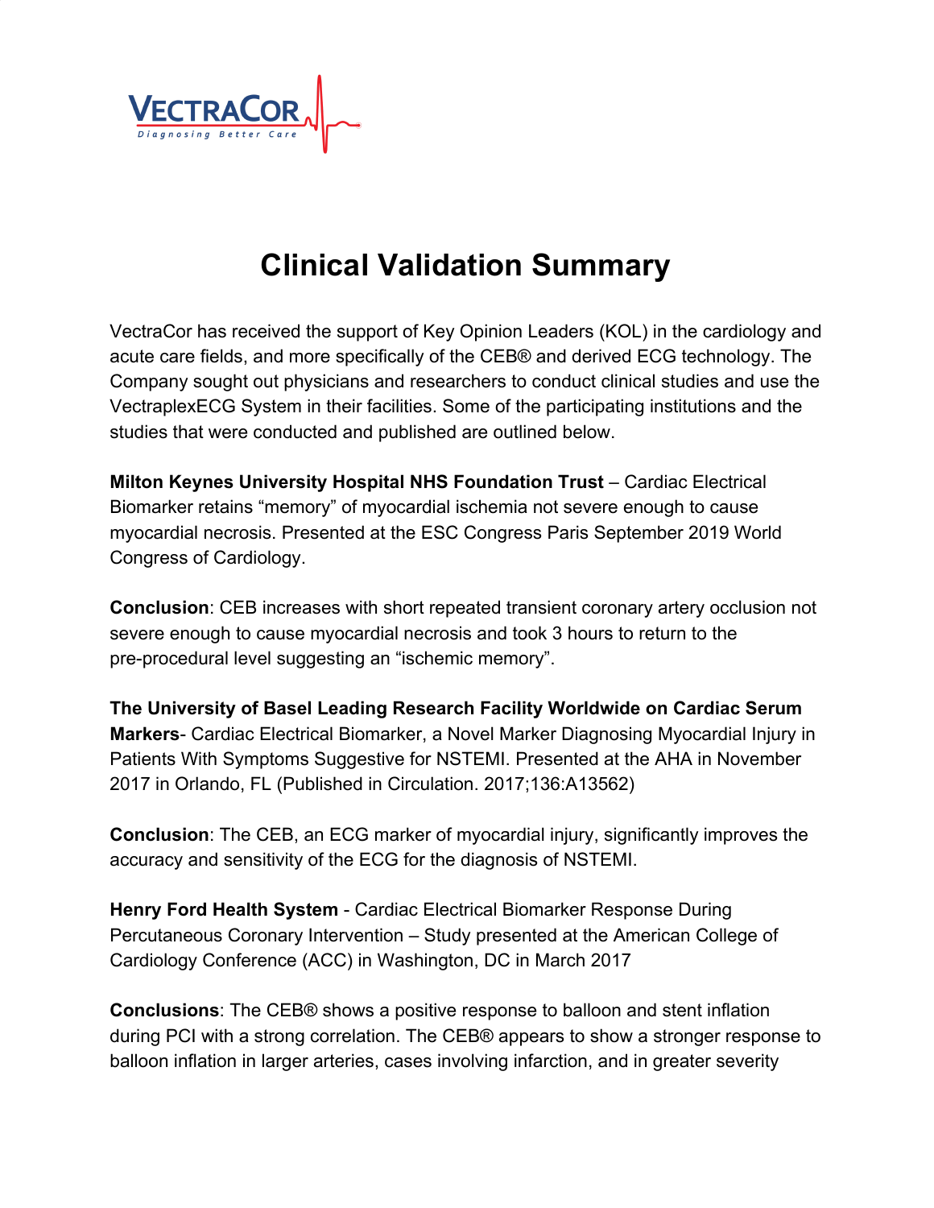VECTRACOR
Diagnosing Better Care

# Clinical Validation Summary

VectraCor has received the support of Key Opinion Leaders (KOL) in the cardiology and acute care fields, and more specifically of the CEB® and derived ECG technology. The Company sought out physicians and researchers to conduct clinical studies and use the VectraplexECG System in their facilities. Some of the participating institutions and the studies that were conducted and published are outlined below.

**Milton Keynes University Hospital NHS Foundation Trust** – Cardiac Electrical Biomarker retains "memory" of myocardial ischemia not severe enough to cause myocardial necrosis. Presented at the ESC Congress Paris September 2019 World Congress of Cardiology.

**Conclusion**: CEB increases with short repeated transient coronary artery occlusion not severe enough to cause myocardial necrosis and took 3 hours to return to the pre-procedural level suggesting an "ischemic memory".

**The University of Basel Leading Research Facility Worldwide on Cardiac Serum Markers**- Cardiac Electrical Biomarker, a Novel Marker Diagnosing Myocardial Injury in Patients With Symptoms Suggestive for NSTEMI. Presented at the AHA in November 2017 in Orlando, FL (Published in Circulation. 2017;136:A13562)

**Conclusion**: The CEB, an ECG marker of myocardial injury, significantly improves the accuracy and sensitivity of the ECG for the diagnosis of NSTEMI.

**Henry Ford Health System** - Cardiac Electrical Biomarker Response During Percutaneous Coronary Intervention – Study presented at the American College of Cardiology Conference (ACC) in Washington, DC in March 2017

**Conclusions**: The CEB® shows a positive response to balloon and stent inflation during PCI with a strong correlation. The CEB® appears to show a stronger response to balloon inflation in larger arteries, cases involving infarction, and in greater severity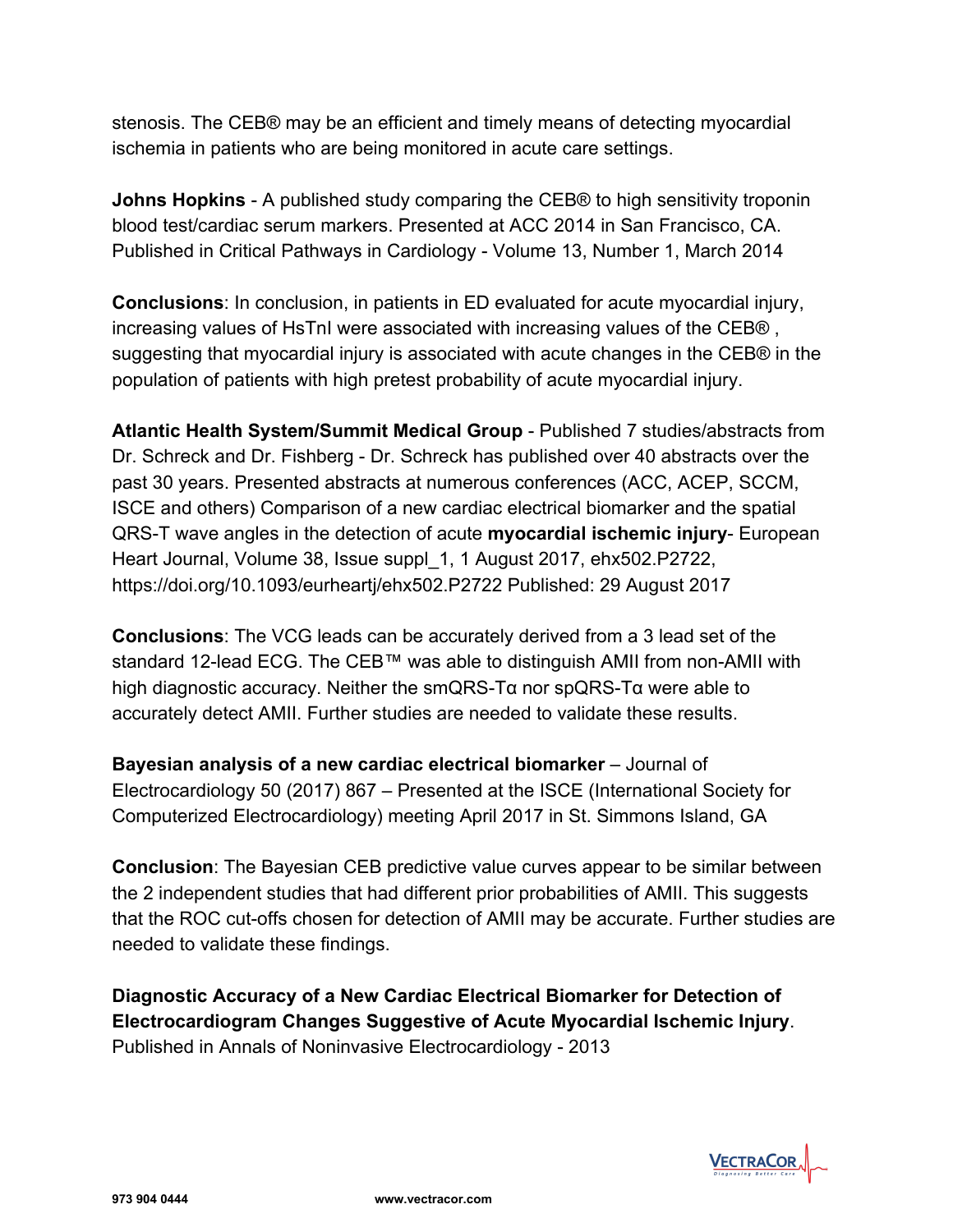stenosis. The CEB® may be an efficient and timely means of detecting myocardial ischemia in patients who are being monitored in acute care settings.

**Johns Hopkins** - A published study comparing the CEB® to high sensitivity troponin blood test/cardiac serum markers. Presented at ACC 2014 in San Francisco, CA. Published in Critical Pathways in Cardiology - Volume 13, Number 1, March 2014

**Conclusions**: In conclusion, in patients in ED evaluated for acute myocardial injury, increasing values of HsTnI were associated with increasing values of the CEB® , suggesting that myocardial injury is associated with acute changes in the CEB® in the population of patients with high pretest probability of acute myocardial injury.

**Atlantic Health System/Summit Medical Group** - Published 7 studies/abstracts from Dr. Schreck and Dr. Fishberg - Dr. Schreck has published over 40 abstracts over the past 30 years. Presented abstracts at numerous conferences (ACC, ACEP, SCCM, ISCE and others) Comparison of a new cardiac electrical biomarker and the spatial QRS-T wave angles in the detection of acute **myocardial ischemic injury**- European Heart Journal, Volume 38, Issue suppl_1, 1 August 2017, ehx502.P2722, https://doi.org/10.1093/eurheartj/ehx502.P2722 Published: 29 August 2017

**Conclusions**: The VCG leads can be accurately derived from a 3 lead set of the standard 12-lead ECG. The CEB™ was able to distinguish AMII from non-AMII with high diagnostic accuracy. Neither the smQRS-Tα nor spQRS-Tα were able to accurately detect AMII. Further studies are needed to validate these results.

**Bayesian analysis of a new cardiac electrical biomarker** – Journal of Electrocardiology 50 (2017) 867 – Presented at the ISCE (International Society for Computerized Electrocardiology) meeting April 2017 in St. Simmons Island, GA

**Conclusion**: The Bayesian CEB predictive value curves appear to be similar between the 2 independent studies that had different prior probabilities of AMII. This suggests that the ROC cut-offs chosen for detection of AMII may be accurate. Further studies are needed to validate these findings.

**Diagnostic Accuracy of a New Cardiac Electrical Biomarker for Detection of Electrocardiogram Changes Suggestive of Acute Myocardial Ischemic Injury**. Published in Annals of Noninvasive Electrocardiology - 2013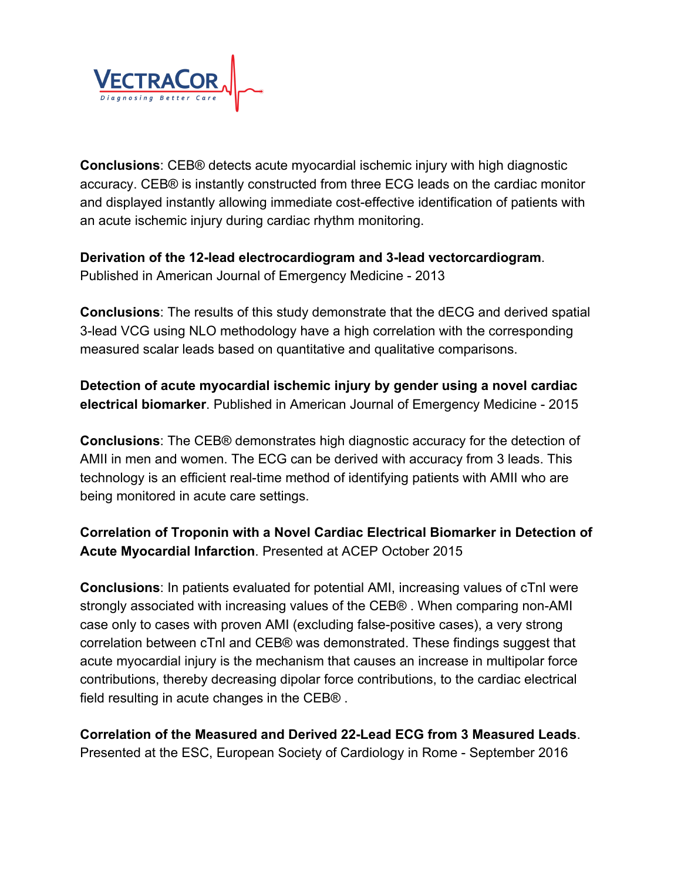**Conclusions**: CEB® detects acute myocardial ischemic injury with high diagnostic accuracy. CEB® is instantly constructed from three ECG leads on the cardiac monitor and displayed instantly allowing immediate cost-effective identification of patients with an acute ischemic injury during cardiac rhythm monitoring.

**Derivation of the 12-lead electrocardiogram and 3-lead vectorcardiogram**. Published in American Journal of Emergency Medicine - 2013

**Conclusions**: The results of this study demonstrate that the dECG and derived spatial 3-lead VCG using NLO methodology have a high correlation with the corresponding measured scalar leads based on quantitative and qualitative comparisons.

**Detection of acute myocardial ischemic injury by gender using a novel cardiac electrical biomarker**. Published in American Journal of Emergency Medicine - 2015

**Conclusions**: The CEB® demonstrates high diagnostic accuracy for the detection of AMII in men and women. The ECG can be derived with accuracy from 3 leads. This technology is an efficient real-time method of identifying patients with AMII who are being monitored in acute care settings.

**Correlation of Troponin with a Novel Cardiac Electrical Biomarker in Detection of Acute Myocardial Infarction**. Presented at ACEP October 2015

**Conclusions**: In patients evaluated for potential AMI, increasing values of cTnl were strongly associated with increasing values of the CEB® . When comparing non-AMI case only to cases with proven AMI (excluding false-positive cases), a very strong correlation between cTnl and CEB® was demonstrated. These findings suggest that acute myocardial injury is the mechanism that causes an increase in multipolar force contributions, thereby decreasing dipolar force contributions, to the cardiac electrical field resulting in acute changes in the CEB® .

**Correlation of the Measured and Derived 22-Lead ECG from 3 Measured Leads**. Presented at the ESC, European Society of Cardiology in Rome - September 2016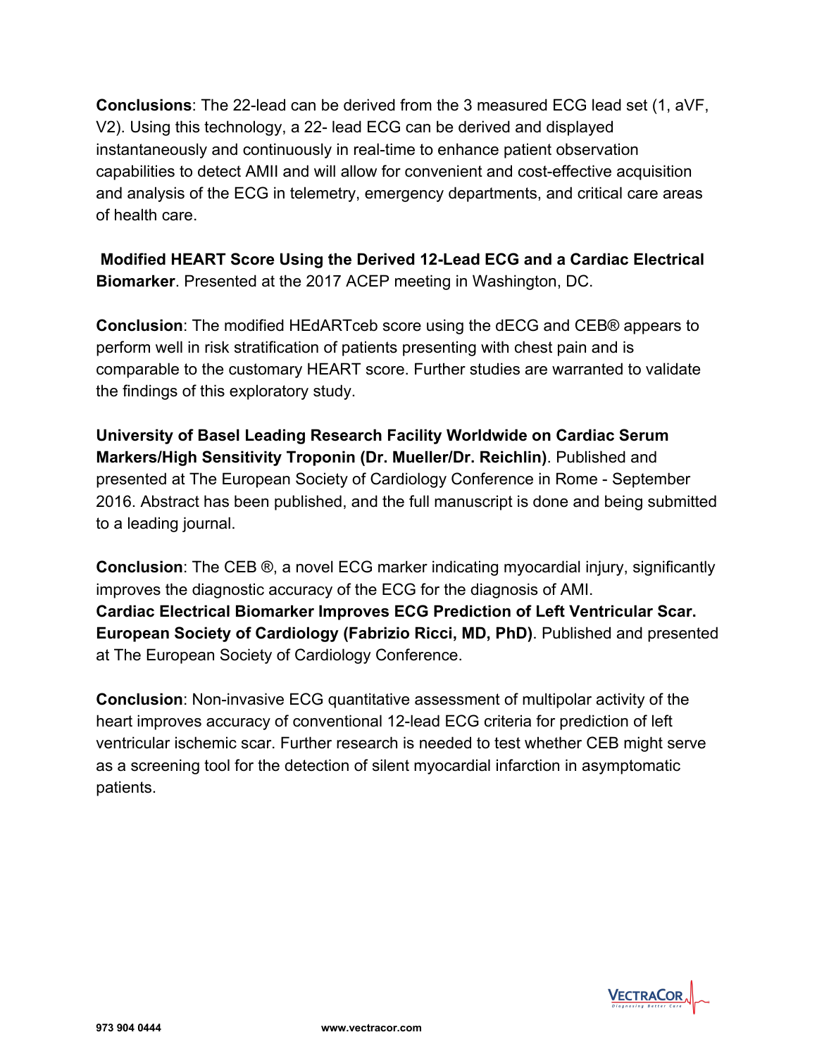**Conclusions**: The 22-lead can be derived from the 3 measured ECG lead set (1, aVF, V2). Using this technology, a 22- lead ECG can be derived and displayed instantaneously and continuously in real-time to enhance patient observation capabilities to detect AMII and will allow for convenient and cost-effective acquisition and analysis of the ECG in telemetry, emergency departments, and critical care areas of health care.

**Modified HEART Score Using the Derived 12-Lead ECG and a Cardiac Electrical Biomarker**. Presented at the 2017 ACEP meeting in Washington, DC.

**Conclusion**: The modified HEdARTceb score using the dECG and CEB® appears to perform well in risk stratification of patients presenting with chest pain and is comparable to the customary HEART score. Further studies are warranted to validate the findings of this exploratory study.

**University of Basel Leading Research Facility Worldwide on Cardiac Serum Markers/High Sensitivity Troponin (Dr. Mueller/Dr. Reichlin)**. Published and presented at The European Society of Cardiology Conference in Rome - September 2016. Abstract has been published, and the full manuscript is done and being submitted to a leading journal.

**Conclusion**: The CEB ®, a novel ECG marker indicating myocardial injury, significantly improves the diagnostic accuracy of the ECG for the diagnosis of AMI.

**Cardiac Electrical Biomarker Improves ECG Prediction of Left Ventricular Scar. European Society of Cardiology (Fabrizio Ricci, MD, PhD)**. Published and presented at The European Society of Cardiology Conference.

**Conclusion**: Non-invasive ECG quantitative assessment of multipolar activity of the heart improves accuracy of conventional 12-lead ECG criteria for prediction of left ventricular ischemic scar. Further research is needed to test whether CEB might serve as a screening tool for the detection of silent myocardial infarction in asymptomatic patients.